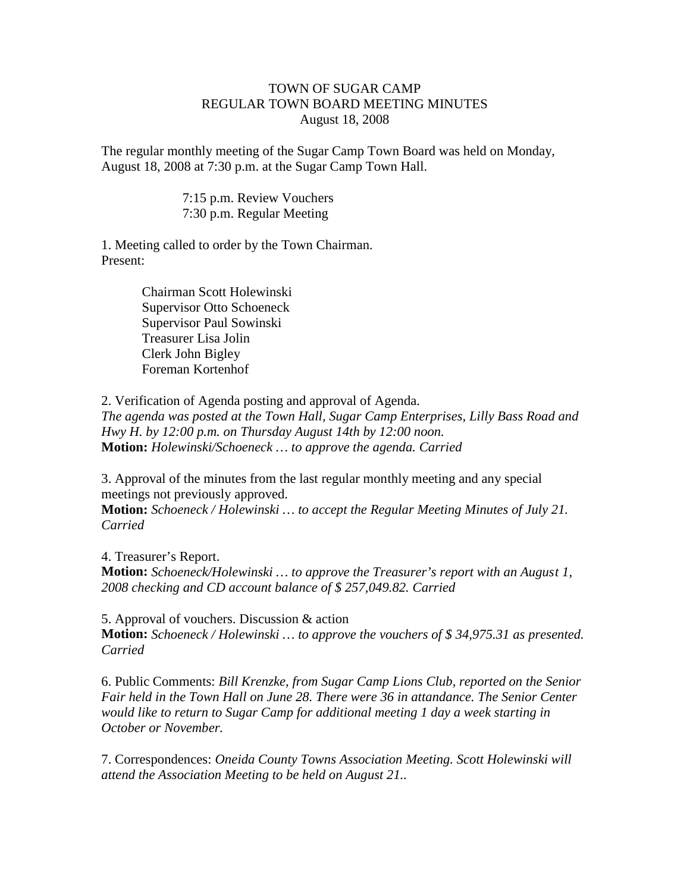TOWN OF SUGAR CAMP
REGULAR TOWN BOARD MEETING MINUTES
August 18, 2008

The regular monthly meeting of the Sugar Camp Town Board was held on Monday, August 18, 2008 at 7:30 p.m. at the Sugar Camp Town Hall.

7:15 p.m. Review Vouchers
7:30 p.m. Regular Meeting

1. Meeting called to order by the Town Chairman.
Present:

Chairman Scott Holewinski
Supervisor Otto Schoeneck
Supervisor Paul Sowinski
Treasurer Lisa Jolin
Clerk John Bigley
Foreman Kortenhof

2. Verification of Agenda posting and approval of Agenda.
*The agenda was posted at the Town Hall, Sugar Camp Enterprises, Lilly Bass Road and Hwy H. by 12:00 p.m. on Thursday August 14th by 12:00 noon.*
**Motion:** *Holewinski/Schoeneck … to approve the agenda. Carried*

3. Approval of the minutes from the last regular monthly meeting and any special meetings not previously approved.
**Motion:** *Schoeneck / Holewinski … to accept the Regular Meeting Minutes of July 21. Carried*

4. Treasurer's Report.
**Motion:** *Schoeneck/Holewinski … to approve the Treasurer's report with an August 1, 2008 checking and CD account balance of $ 257,049.82. Carried*

5. Approval of vouchers. Discussion & action
**Motion:** *Schoeneck / Holewinski … to approve the vouchers of $ 34,975.31 as presented. Carried*

6. Public Comments: *Bill Krenzke, from Sugar Camp Lions Club, reported on the Senior Fair held in the Town Hall on June 28. There were 36 in attendance. The Senior Center would like to return to Sugar Camp for additional meeting 1 day a week starting in October or November.*

7. Correspondences: *Oneida County Towns Association Meeting. Scott Holewinski will attend the Association Meeting to be held on August 21..*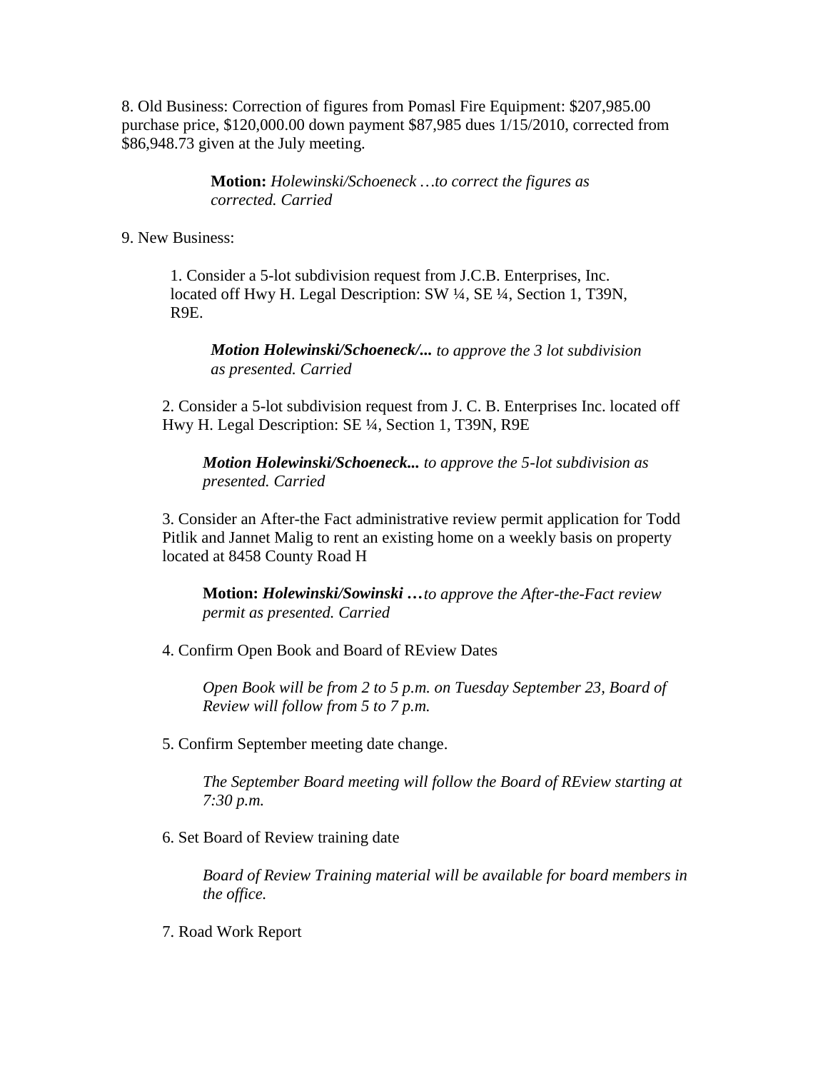8. Old Business: Correction of figures from Pomasl Fire Equipment: $207,985.00 purchase price, $120,000.00 down payment $87,985 dues 1/15/2010, corrected from $86,948.73 given at the July meeting.

> **Motion:** *Holewinski/Schoeneck …to correct the figures as corrected. Carried*

9. New Business:

1. Consider a 5-lot subdivision request from J.C.B. Enterprises, Inc. located off Hwy H. Legal Description: SW ¼, SE ¼, Section 1, T39N, R9E.

   ***Motion Holewinski/Schoeneck/...*** *to approve the 3 lot subdivision as presented. Carried*

2. Consider a 5-lot subdivision request from J. C. B. Enterprises Inc. located off Hwy H. Legal Description: SE ¼, Section 1, T39N, R9E

   ***Motion Holewinski/Schoeneck...*** *to approve the 5-lot subdivision as presented. Carried*

3. Consider an After-the Fact administrative review permit application for Todd Pitlik and Jannet Malig to rent an existing home on a weekly basis on property located at 8458 County Road H

   **Motion:** ***Holewinski/Sowinski …****to approve the After-the-Fact review permit as presented. Carried*

4. Confirm Open Book and Board of REview Dates

   *Open Book will be from 2 to 5 p.m. on Tuesday September 23, Board of Review will follow from 5 to 7 p.m.*

5. Confirm September meeting date change.

   *The September Board meeting will follow the Board of REview starting at 7:30 p.m.*

6. Set Board of Review training date

   *Board of Review Training material will be available for board members in the office.*

7. Road Work Report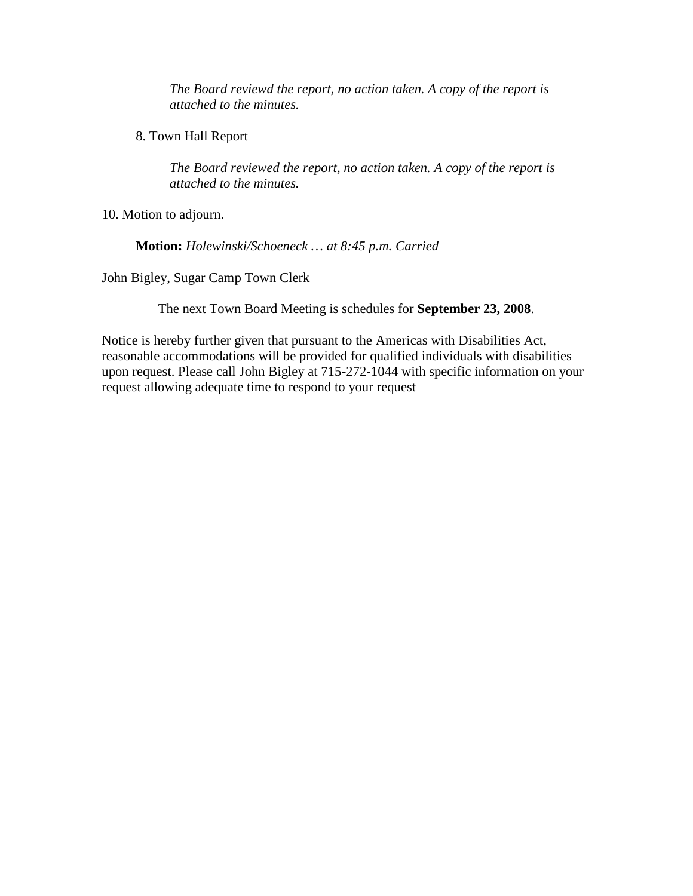*The Board reviewd the report, no action taken. A copy of the report is attached to the minutes.*

8. Town Hall Report

*The Board reviewed the report, no action taken. A copy of the report is attached to the minutes.*

10. Motion to adjourn.

**Motion:** *Holewinski/Schoeneck … at 8:45 p.m. Carried*

John Bigley, Sugar Camp Town Clerk

The next Town Board Meeting is schedules for **September 23, 2008**.

Notice is hereby further given that pursuant to the Americas with Disabilities Act, reasonable accommodations will be provided for qualified individuals with disabilities upon request. Please call John Bigley at 715-272-1044 with specific information on your request allowing adequate time to respond to your request